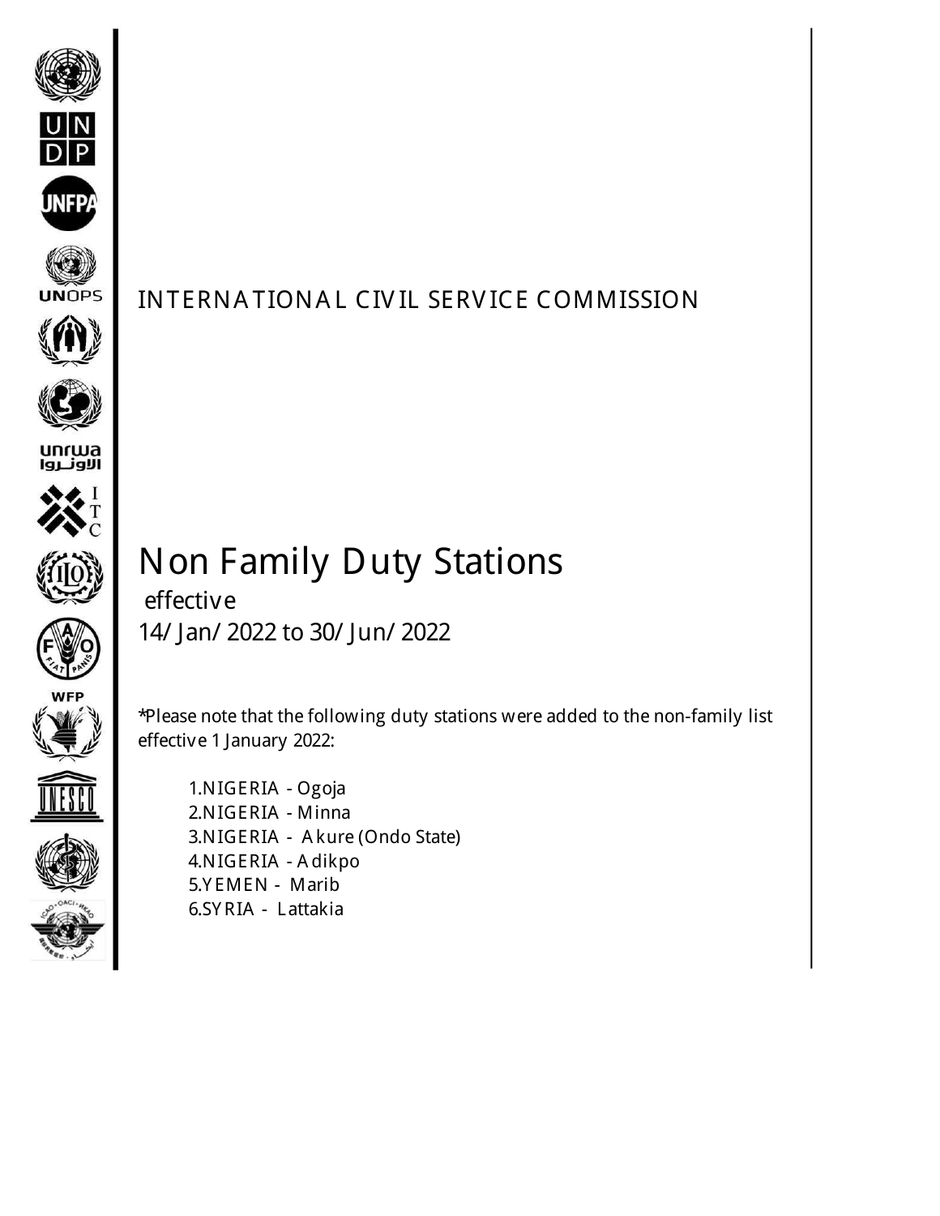INTERNATIONAL CIVIL SERVICE COMMISSION

# Non Family Duty Stations

effective
14/ Jan/ 2022 to 30/ Jun/ 2022

*Please note that the following duty stations were added to the non-family list effective 1 January 2022:

1. NIGERIA - Ogoja
2. NIGERIA - Minna
3. NIGERIA - Akure (Ondo State)
4. NIGERIA - Adikpo
5. YEMEN - Marib
6. SYRIA - Lattakia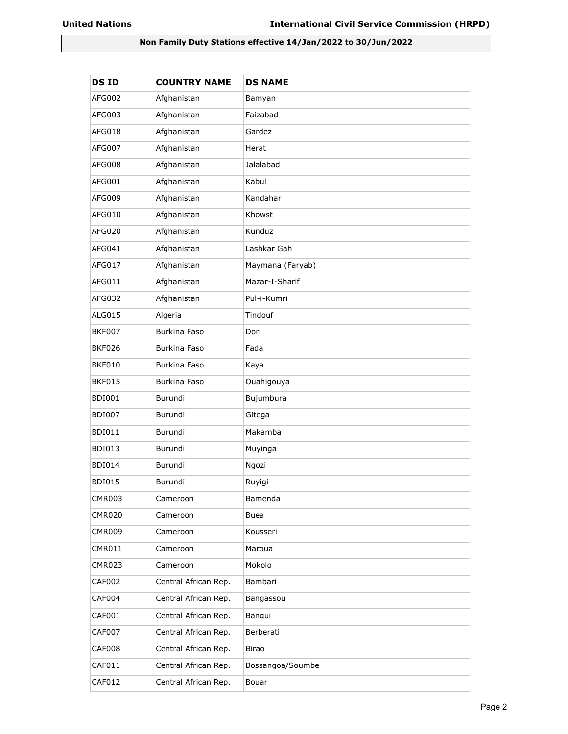**Non Family Duty Stations effective 14/Jan/2022 to 30/Jun/2022**

| DS ID | COUNTRY NAME | DS NAME |
|---|---|---|
| AFG002 | Afghanistan | Bamyan |
| AFG003 | Afghanistan | Faizabad |
| AFG018 | Afghanistan | Gardez |
| AFG007 | Afghanistan | Herat |
| AFG008 | Afghanistan | Jalalabad |
| AFG001 | Afghanistan | Kabul |
| AFG009 | Afghanistan | Kandahar |
| AFG010 | Afghanistan | Khowst |
| AFG020 | Afghanistan | Kunduz |
| AFG041 | Afghanistan | Lashkar Gah |
| AFG017 | Afghanistan | Maymana (Faryab) |
| AFG011 | Afghanistan | Mazar-I-Sharif |
| AFG032 | Afghanistan | Pul-i-Kumri |
| ALG015 | Algeria | Tindouf |
| BKF007 | Burkina Faso | Dori |
| BKF026 | Burkina Faso | Fada |
| BKF010 | Burkina Faso | Kaya |
| BKF015 | Burkina Faso | Ouahigouya |
| BDI001 | Burundi | Bujumbura |
| BDI007 | Burundi | Gitega |
| BDI011 | Burundi | Makamba |
| BDI013 | Burundi | Muyinga |
| BDI014 | Burundi | Ngozi |
| BDI015 | Burundi | Ruyigi |
| CMR003 | Cameroon | Bamenda |
| CMR020 | Cameroon | Buea |
| CMR009 | Cameroon | Kousseri |
| CMR011 | Cameroon | Maroua |
| CMR023 | Cameroon | Mokolo |
| CAF002 | Central African Rep. | Bambari |
| CAF004 | Central African Rep. | Bangassou |
| CAF001 | Central African Rep. | Bangui |
| CAF007 | Central African Rep. | Berberati |
| CAF008 | Central African Rep. | Birao |
| CAF011 | Central African Rep. | Bossangoa/Soumbe |
| CAF012 | Central African Rep. | Bouar |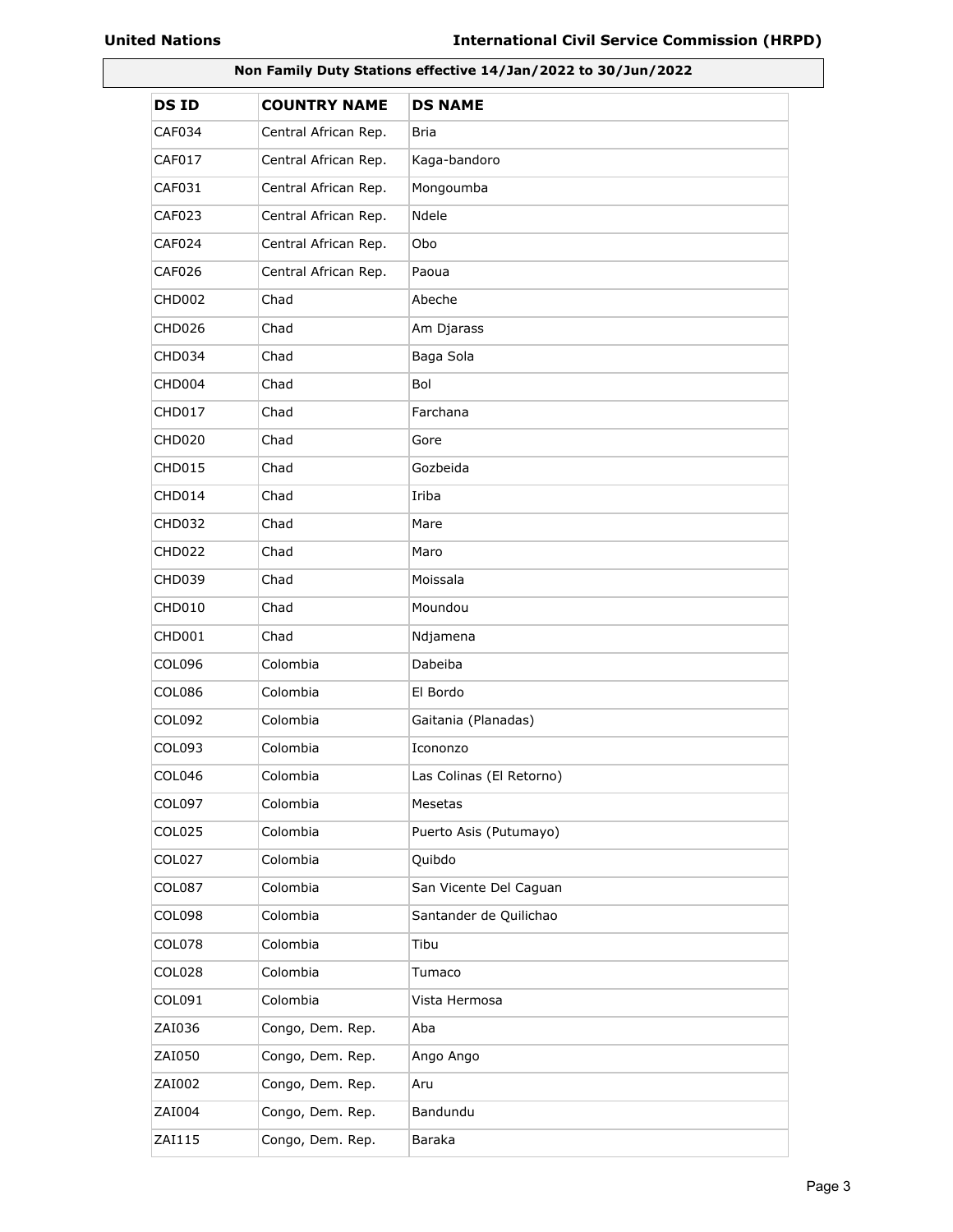**Non Family Duty Stations effective 14/Jan/2022 to 30/Jun/2022**

| DS ID | COUNTRY NAME | DS NAME |
|---|---|---|
| CAF034 | Central African Rep. | Bria |
| CAF017 | Central African Rep. | Kaga-bandoro |
| CAF031 | Central African Rep. | Mongoumba |
| CAF023 | Central African Rep. | Ndele |
| CAF024 | Central African Rep. | Obo |
| CAF026 | Central African Rep. | Paoua |
| CHD002 | Chad | Abeche |
| CHD026 | Chad | Am Djarass |
| CHD034 | Chad | Baga Sola |
| CHD004 | Chad | Bol |
| CHD017 | Chad | Farchana |
| CHD020 | Chad | Gore |
| CHD015 | Chad | Gozbeida |
| CHD014 | Chad | Iriba |
| CHD032 | Chad | Mare |
| CHD022 | Chad | Maro |
| CHD039 | Chad | Moissala |
| CHD010 | Chad | Moundou |
| CHD001 | Chad | Ndjamena |
| COL096 | Colombia | Dabeiba |
| COL086 | Colombia | El Bordo |
| COL092 | Colombia | Gaitania (Planadas) |
| COL093 | Colombia | Icononzo |
| COL046 | Colombia | Las Colinas (El Retorno) |
| COL097 | Colombia | Mesetas |
| COL025 | Colombia | Puerto Asis (Putumayo) |
| COL027 | Colombia | Quibdo |
| COL087 | Colombia | San Vicente Del Caguan |
| COL098 | Colombia | Santander de Quilichao |
| COL078 | Colombia | Tibu |
| COL028 | Colombia | Tumaco |
| COL091 | Colombia | Vista Hermosa |
| ZAI036 | Congo, Dem. Rep. | Aba |
| ZAI050 | Congo, Dem. Rep. | Ango Ango |
| ZAI002 | Congo, Dem. Rep. | Aru |
| ZAI004 | Congo, Dem. Rep. | Bandundu |
| ZAI115 | Congo, Dem. Rep. | Baraka |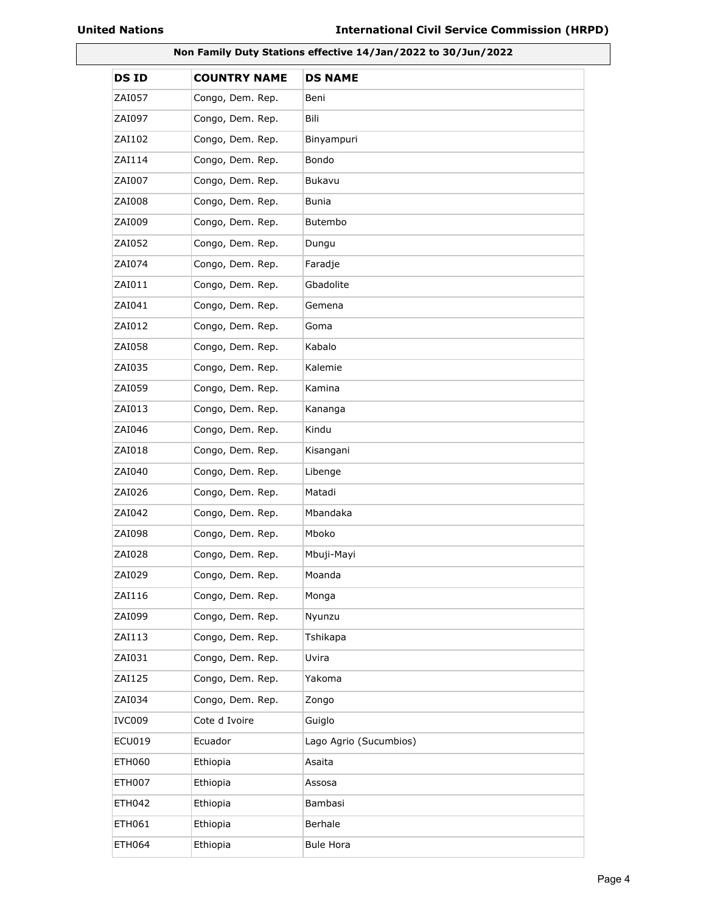**Non Family Duty Stations effective 14/Jan/2022 to 30/Jun/2022**

| DS ID | COUNTRY NAME | DS NAME |
|---|---|---|
| ZAI057 | Congo, Dem. Rep. | Beni |
| ZAI097 | Congo, Dem. Rep. | Bili |
| ZAI102 | Congo, Dem. Rep. | Binyampuri |
| ZAI114 | Congo, Dem. Rep. | Bondo |
| ZAI007 | Congo, Dem. Rep. | Bukavu |
| ZAI008 | Congo, Dem. Rep. | Bunia |
| ZAI009 | Congo, Dem. Rep. | Butembo |
| ZAI052 | Congo, Dem. Rep. | Dungu |
| ZAI074 | Congo, Dem. Rep. | Faradje |
| ZAI011 | Congo, Dem. Rep. | Gbadolite |
| ZAI041 | Congo, Dem. Rep. | Gemena |
| ZAI012 | Congo, Dem. Rep. | Goma |
| ZAI058 | Congo, Dem. Rep. | Kabalo |
| ZAI035 | Congo, Dem. Rep. | Kalemie |
| ZAI059 | Congo, Dem. Rep. | Kamina |
| ZAI013 | Congo, Dem. Rep. | Kananga |
| ZAI046 | Congo, Dem. Rep. | Kindu |
| ZAI018 | Congo, Dem. Rep. | Kisangani |
| ZAI040 | Congo, Dem. Rep. | Libenge |
| ZAI026 | Congo, Dem. Rep. | Matadi |
| ZAI042 | Congo, Dem. Rep. | Mbandaka |
| ZAI098 | Congo, Dem. Rep. | Mboko |
| ZAI028 | Congo, Dem. Rep. | Mbuji-Mayi |
| ZAI029 | Congo, Dem. Rep. | Moanda |
| ZAI116 | Congo, Dem. Rep. | Monga |
| ZAI099 | Congo, Dem. Rep. | Nyunzu |
| ZAI113 | Congo, Dem. Rep. | Tshikapa |
| ZAI031 | Congo, Dem. Rep. | Uvira |
| ZAI125 | Congo, Dem. Rep. | Yakoma |
| ZAI034 | Congo, Dem. Rep. | Zongo |
| IVC009 | Cote d Ivoire | Guiglo |
| ECU019 | Ecuador | Lago Agrio (Sucumbios) |
| ETH060 | Ethiopia | Asaita |
| ETH007 | Ethiopia | Assosa |
| ETH042 | Ethiopia | Bambasi |
| ETH061 | Ethiopia | Berhale |
| ETH064 | Ethiopia | Bule Hora |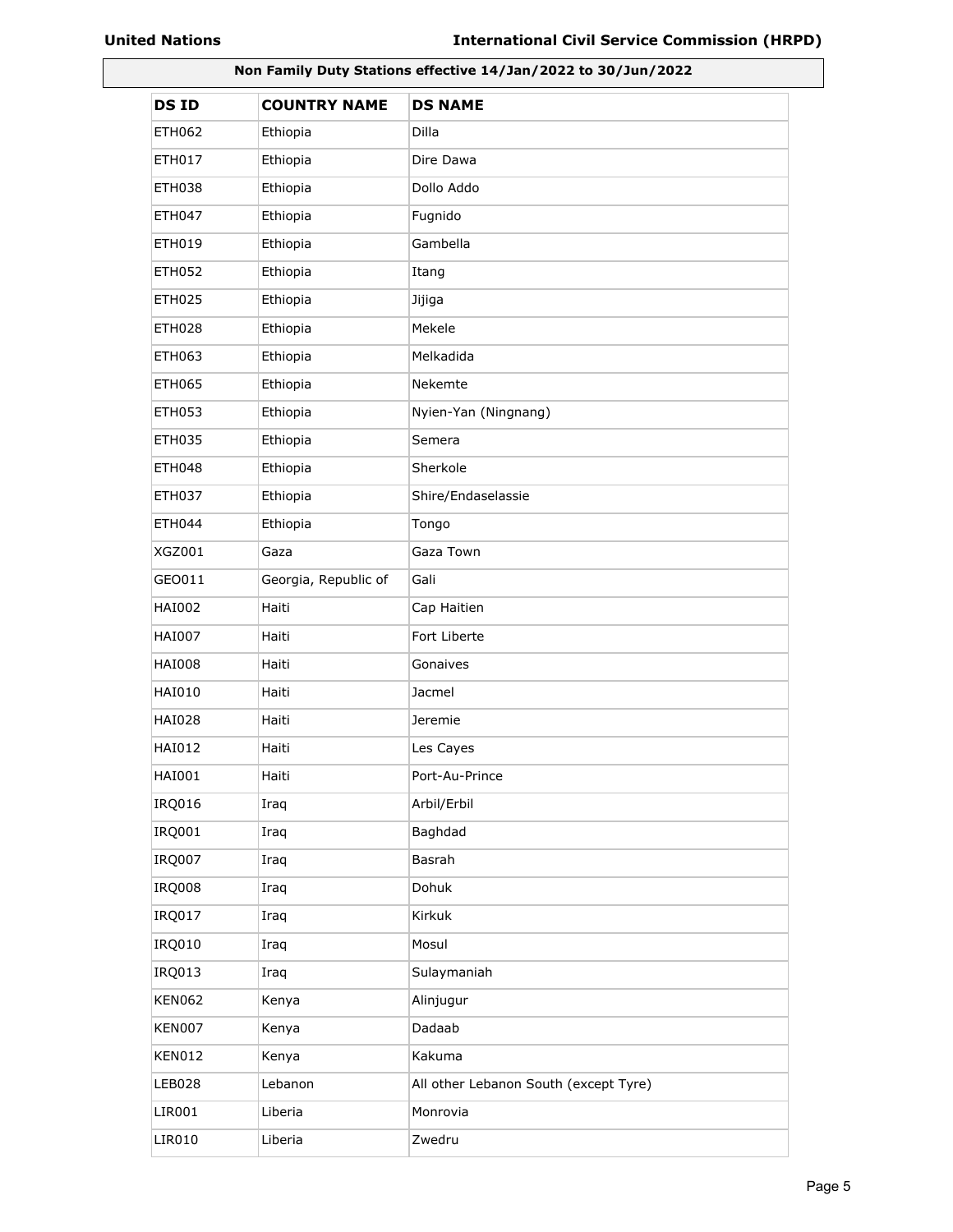**Non Family Duty Stations effective 14/Jan/2022 to 30/Jun/2022**

| DS ID | COUNTRY NAME | DS NAME |
|---|---|---|
| ETH062 | Ethiopia | Dilla |
| ETH017 | Ethiopia | Dire Dawa |
| ETH038 | Ethiopia | Dollo Addo |
| ETH047 | Ethiopia | Fugnido |
| ETH019 | Ethiopia | Gambella |
| ETH052 | Ethiopia | Itang |
| ETH025 | Ethiopia | Jijiga |
| ETH028 | Ethiopia | Mekele |
| ETH063 | Ethiopia | Melkadida |
| ETH065 | Ethiopia | Nekemte |
| ETH053 | Ethiopia | Nyien-Yan (Ningnang) |
| ETH035 | Ethiopia | Semera |
| ETH048 | Ethiopia | Sherkole |
| ETH037 | Ethiopia | Shire/Endaselassie |
| ETH044 | Ethiopia | Tongo |
| XGZ001 | Gaza | Gaza Town |
| GEO011 | Georgia, Republic of | Gali |
| HAI002 | Haiti | Cap Haitien |
| HAI007 | Haiti | Fort Liberte |
| HAI008 | Haiti | Gonaives |
| HAI010 | Haiti | Jacmel |
| HAI028 | Haiti | Jeremie |
| HAI012 | Haiti | Les Cayes |
| HAI001 | Haiti | Port-Au-Prince |
| IRQ016 | Iraq | Arbil/Erbil |
| IRQ001 | Iraq | Baghdad |
| IRQ007 | Iraq | Basrah |
| IRQ008 | Iraq | Dohuk |
| IRQ017 | Iraq | Kirkuk |
| IRQ010 | Iraq | Mosul |
| IRQ013 | Iraq | Sulaymaniah |
| KEN062 | Kenya | Alinjugur |
| KEN007 | Kenya | Dadaab |
| KEN012 | Kenya | Kakuma |
| LEB028 | Lebanon | All other Lebanon South (except Tyre) |
| LIR001 | Liberia | Monrovia |
| LIR010 | Liberia | Zwedru |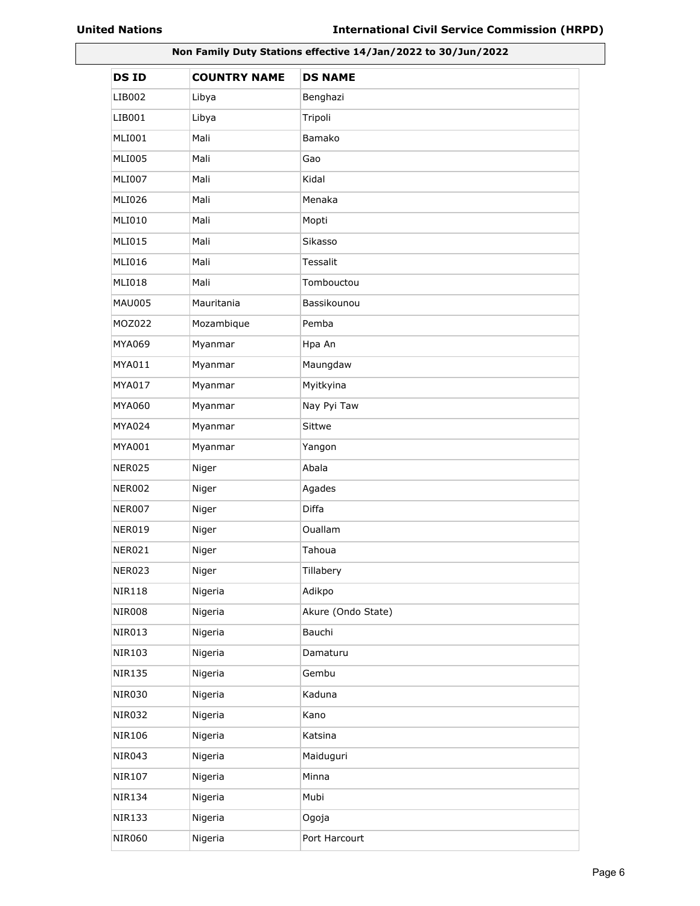**Non Family Duty Stations effective 14/Jan/2022 to 30/Jun/2022**

| DS ID | COUNTRY NAME | DS NAME |
|---|---|---|
| LIB002 | Libya | Benghazi |
| LIB001 | Libya | Tripoli |
| MLI001 | Mali | Bamako |
| MLI005 | Mali | Gao |
| MLI007 | Mali | Kidal |
| MLI026 | Mali | Menaka |
| MLI010 | Mali | Mopti |
| MLI015 | Mali | Sikasso |
| MLI016 | Mali | Tessalit |
| MLI018 | Mali | Tombouctou |
| MAU005 | Mauritania | Bassikounou |
| MOZ022 | Mozambique | Pemba |
| MYA069 | Myanmar | Hpa An |
| MYA011 | Myanmar | Maungdaw |
| MYA017 | Myanmar | Myitkyina |
| MYA060 | Myanmar | Nay Pyi Taw |
| MYA024 | Myanmar | Sittwe |
| MYA001 | Myanmar | Yangon |
| NER025 | Niger | Abala |
| NER002 | Niger | Agades |
| NER007 | Niger | Diffa |
| NER019 | Niger | Ouallam |
| NER021 | Niger | Tahoua |
| NER023 | Niger | Tillabery |
| NIR118 | Nigeria | Adikpo |
| NIR008 | Nigeria | Akure (Ondo State) |
| NIR013 | Nigeria | Bauchi |
| NIR103 | Nigeria | Damaturu |
| NIR135 | Nigeria | Gembu |
| NIR030 | Nigeria | Kaduna |
| NIR032 | Nigeria | Kano |
| NIR106 | Nigeria | Katsina |
| NIR043 | Nigeria | Maiduguri |
| NIR107 | Nigeria | Minna |
| NIR134 | Nigeria | Mubi |
| NIR133 | Nigeria | Ogoja |
| NIR060 | Nigeria | Port Harcourt |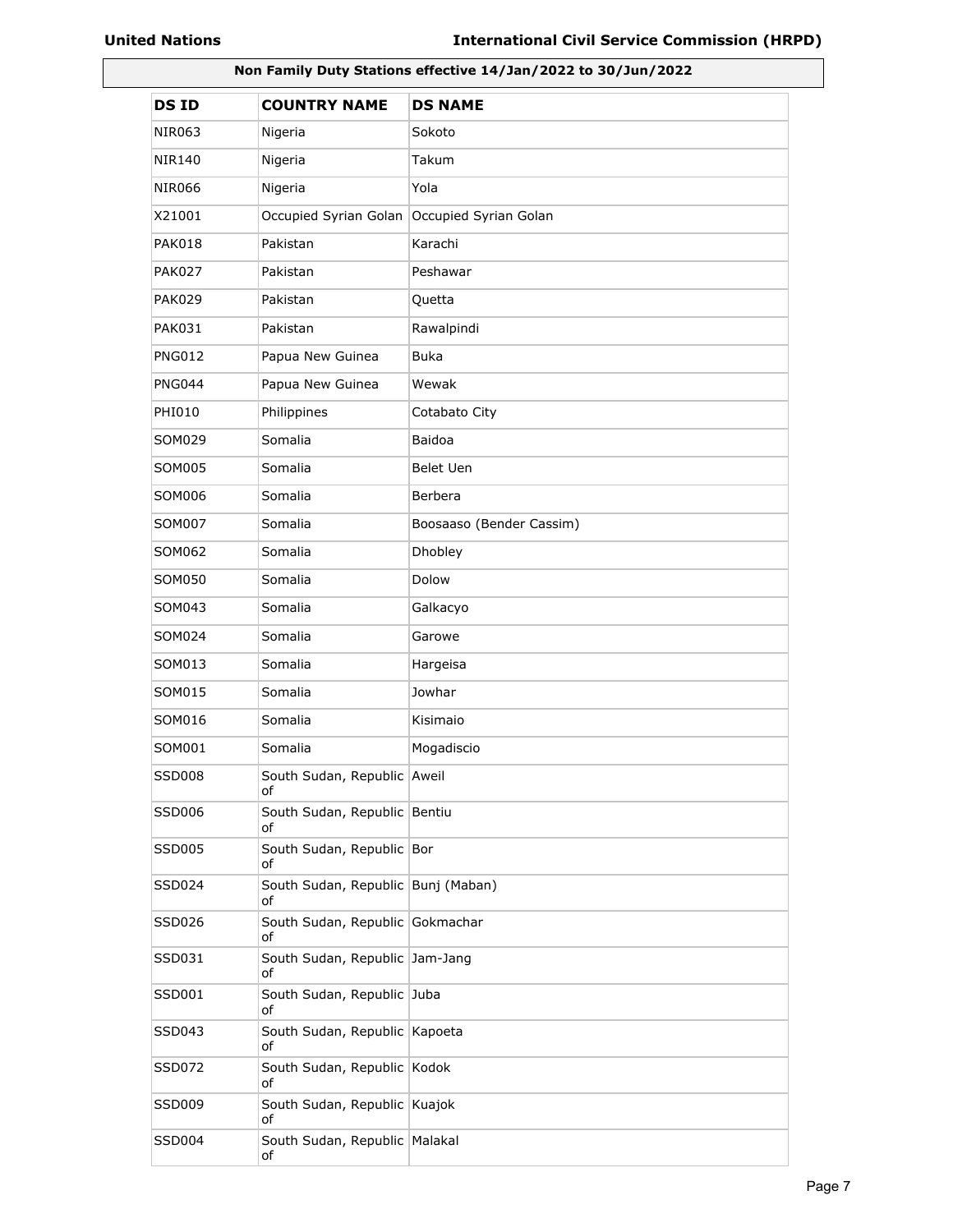**Non Family Duty Stations effective 14/Jan/2022 to 30/Jun/2022**

| DS ID | COUNTRY NAME | DS NAME |
| --- | --- | --- |
| NIR063 | Nigeria | Sokoto |
| NIR140 | Nigeria | Takum |
| NIR066 | Nigeria | Yola |
| X21001 | Occupied Syrian Golan | Occupied Syrian Golan |
| PAK018 | Pakistan | Karachi |
| PAK027 | Pakistan | Peshawar |
| PAK029 | Pakistan | Quetta |
| PAK031 | Pakistan | Rawalpindi |
| PNG012 | Papua New Guinea | Buka |
| PNG044 | Papua New Guinea | Wewak |
| PHI010 | Philippines | Cotabato City |
| SOM029 | Somalia | Baidoa |
| SOM005 | Somalia | Belet Uen |
| SOM006 | Somalia | Berbera |
| SOM007 | Somalia | Boosaaso (Bender Cassim) |
| SOM062 | Somalia | Dhobley |
| SOM050 | Somalia | Dolow |
| SOM043 | Somalia | Galkacyo |
| SOM024 | Somalia | Garowe |
| SOM013 | Somalia | Hargeisa |
| SOM015 | Somalia | Jowhar |
| SOM016 | Somalia | Kisimaio |
| SOM001 | Somalia | Mogadiscio |
| SSD008 | South Sudan, Republic of | Aweil |
| SSD006 | South Sudan, Republic of | Bentiu |
| SSD005 | South Sudan, Republic of | Bor |
| SSD024 | South Sudan, Republic of | Bunj (Maban) |
| SSD026 | South Sudan, Republic of | Gokmachar |
| SSD031 | South Sudan, Republic of | Jam-Jang |
| SSD001 | South Sudan, Republic of | Juba |
| SSD043 | South Sudan, Republic of | Kapoeta |
| SSD072 | South Sudan, Republic of | Kodok |
| SSD009 | South Sudan, Republic of | Kuajok |
| SSD004 | South Sudan, Republic of | Malakal |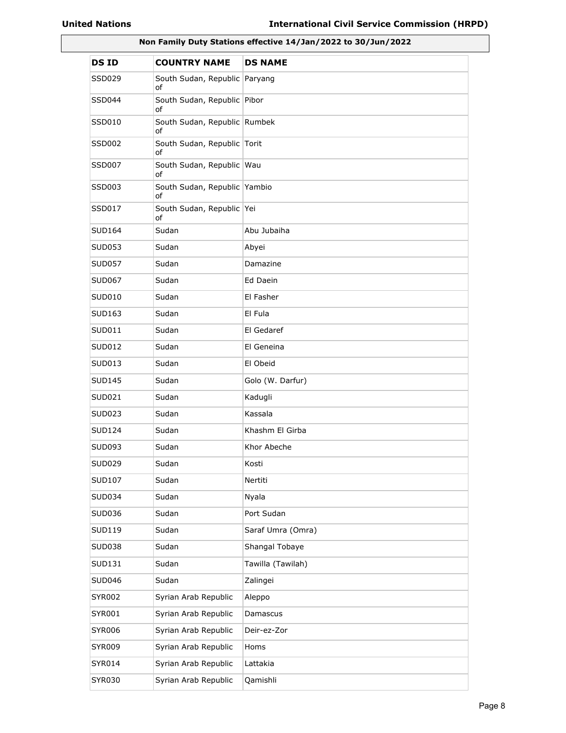**Non Family Duty Stations effective 14/Jan/2022 to 30/Jun/2022**

| DS ID | COUNTRY NAME | DS NAME |
|---|---|---|
| SSD029 | South Sudan, Republic of | Paryang |
| SSD044 | South Sudan, Republic of | Pibor |
| SSD010 | South Sudan, Republic of | Rumbek |
| SSD002 | South Sudan, Republic of | Torit |
| SSD007 | South Sudan, Republic of | Wau |
| SSD003 | South Sudan, Republic of | Yambio |
| SSD017 | South Sudan, Republic of | Yei |
| SUD164 | Sudan | Abu Jubaiha |
| SUD053 | Sudan | Abyei |
| SUD057 | Sudan | Damazine |
| SUD067 | Sudan | Ed Daein |
| SUD010 | Sudan | El Fasher |
| SUD163 | Sudan | El Fula |
| SUD011 | Sudan | El Gedaref |
| SUD012 | Sudan | El Geneina |
| SUD013 | Sudan | El Obeid |
| SUD145 | Sudan | Golo (W. Darfur) |
| SUD021 | Sudan | Kadugli |
| SUD023 | Sudan | Kassala |
| SUD124 | Sudan | Khashm El Girba |
| SUD093 | Sudan | Khor Abeche |
| SUD029 | Sudan | Kosti |
| SUD107 | Sudan | Nertiti |
| SUD034 | Sudan | Nyala |
| SUD036 | Sudan | Port Sudan |
| SUD119 | Sudan | Saraf Umra (Omra) |
| SUD038 | Sudan | Shangal Tobaye |
| SUD131 | Sudan | Tawilla (Tawilah) |
| SUD046 | Sudan | Zalingei |
| SYR002 | Syrian Arab Republic | Aleppo |
| SYR001 | Syrian Arab Republic | Damascus |
| SYR006 | Syrian Arab Republic | Deir-ez-Zor |
| SYR009 | Syrian Arab Republic | Homs |
| SYR014 | Syrian Arab Republic | Lattakia |
| SYR030 | Syrian Arab Republic | Qamishli |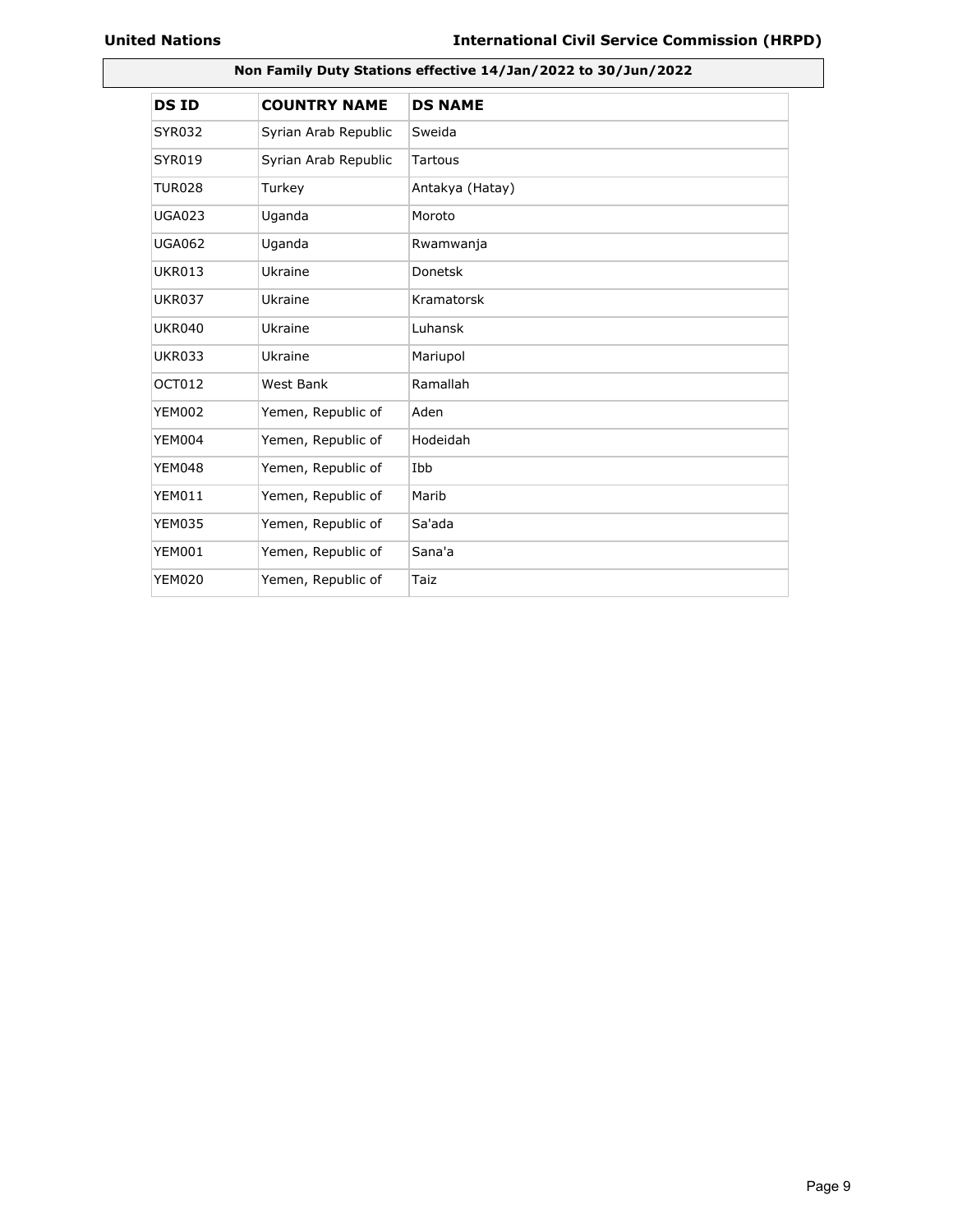**Non Family Duty Stations effective 14/Jan/2022 to 30/Jun/2022**

| DS ID | COUNTRY NAME | DS NAME |
|---|---|---|
| SYR032 | Syrian Arab Republic | Sweida |
| SYR019 | Syrian Arab Republic | Tartous |
| TUR028 | Turkey | Antakya (Hatay) |
| UGA023 | Uganda | Moroto |
| UGA062 | Uganda | Rwamwanja |
| UKR013 | Ukraine | Donetsk |
| UKR037 | Ukraine | Kramatorsk |
| UKR040 | Ukraine | Luhansk |
| UKR033 | Ukraine | Mariupol |
| OCT012 | West Bank | Ramallah |
| YEM002 | Yemen, Republic of | Aden |
| YEM004 | Yemen, Republic of | Hodeidah |
| YEM048 | Yemen, Republic of | Ibb |
| YEM011 | Yemen, Republic of | Marib |
| YEM035 | Yemen, Republic of | Sa'ada |
| YEM001 | Yemen, Republic of | Sana'a |
| YEM020 | Yemen, Republic of | Taiz |